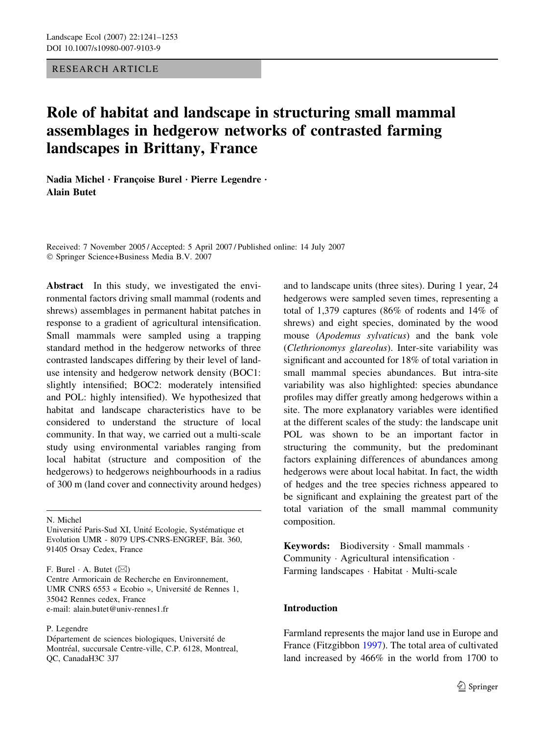RESEARCH ARTICLE

# Role of habitat and landscape in structuring small mammal assemblages in hedgerow networks of contrasted farming landscapes in Brittany, France

**Nadia Michel · Françoise Burel · Pierre Legendre · Alain Butet**

Received: 7 November 2005 / Accepted: 5 April 2007 / Published online: 14 July 2007
© Springer Science+Business Media B.V. 2007

**Abstract** In this study, we investigated the environmental factors driving small mammal (rodents and shrews) assemblages in permanent habitat patches in response to a gradient of agricultural intensification. Small mammals were sampled using a trapping standard method in the hedgerow networks of three contrasted landscapes differing by their level of land-use intensity and hedgerow network density (BOC1: slightly intensified; BOC2: moderately intensified and POL: highly intensified). We hypothesized that habitat and landscape characteristics have to be considered to understand the structure of local community. In that way, we carried out a multi-scale study using environmental variables ranging from local habitat (structure and composition of the hedgerows) to hedgerows neighbourhoods in a radius of 300 m (land cover and connectivity around hedges) and to landscape units (three sites). During 1 year, 24 hedgerows were sampled seven times, representing a total of 1,379 captures (86% of rodents and 14% of shrews) and eight species, dominated by the wood mouse (*Apodemus sylvaticus*) and the bank vole (*Clethrionomys glareolus*). Inter-site variability was significant and accounted for 18% of total variation in small mammal species abundances. But intra-site variability was also highlighted: species abundance profiles may differ greatly among hedgerows within a site. The more explanatory variables were identified at the different scales of the study: the landscape unit POL was shown to be an important factor in structuring the community, but the predominant factors explaining differences of abundances among hedgerows were about local habitat. In fact, the width of hedges and the tree species richness appeared to be significant and explaining the greatest part of the total variation of the small mammal community composition.

**Keywords:** Biodiversity · Small mammals · Community · Agricultural intensification · Farming landscapes · Habitat · Multi-scale

N. Michel
Université Paris-Sud XI, Unité Ecologie, Systématique et Evolution UMR - 8079 UPS-CNRS-ENGREF, Bât. 360, 91405 Orsay Cedex, France

F. Burel · A. Butet (✉)
Centre Armoricain de Recherche en Environnement, UMR CNRS 6553 « Ecobio », Université de Rennes 1, 35042 Rennes cedex, France
e-mail: alain.butet@univ-rennes1.fr

P. Legendre
Département de sciences biologiques, Université de Montréal, succursale Centre-ville, C.P. 6128, Montreal, QC, CanadaH3C 3J7

## Introduction

Farmland represents the major land use in Europe and France (Fitzgibbon 1997). The total area of cultivated land increased by 466% in the world from 1700 to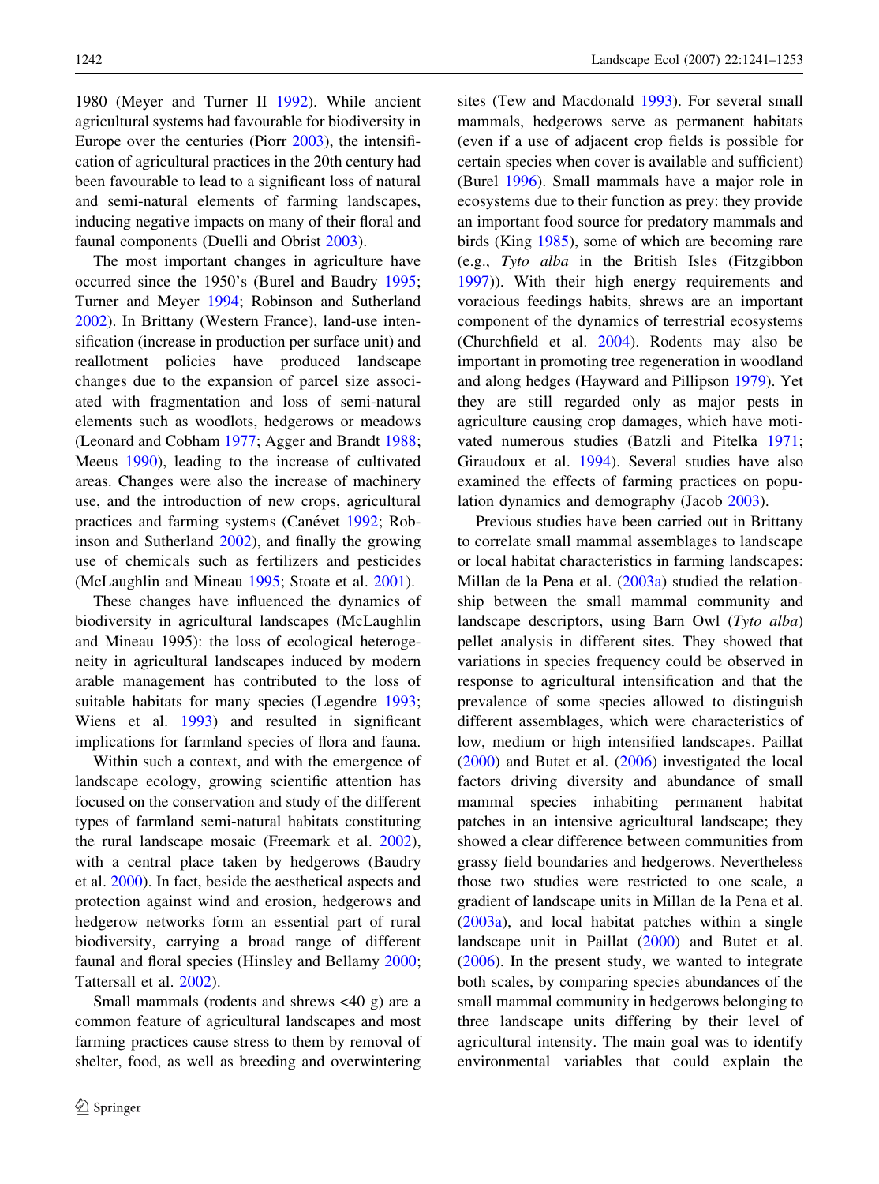1980 (Meyer and Turner II 1992). While ancient agricultural systems had favourable for biodiversity in Europe over the centuries (Piorr 2003), the intensification of agricultural practices in the 20th century had been favourable to lead to a significant loss of natural and semi-natural elements of farming landscapes, inducing negative impacts on many of their floral and faunal components (Duelli and Obrist 2003).

The most important changes in agriculture have occurred since the 1950's (Burel and Baudry 1995; Turner and Meyer 1994; Robinson and Sutherland 2002). In Brittany (Western France), land-use intensification (increase in production per surface unit) and reallotment policies have produced landscape changes due to the expansion of parcel size associated with fragmentation and loss of semi-natural elements such as woodlots, hedgerows or meadows (Leonard and Cobham 1977; Agger and Brandt 1988; Meeus 1990), leading to the increase of cultivated areas. Changes were also the increase of machinery use, and the introduction of new crops, agricultural practices and farming systems (Canévet 1992; Robinson and Sutherland 2002), and finally the growing use of chemicals such as fertilizers and pesticides (McLaughlin and Mineau 1995; Stoate et al. 2001).

These changes have influenced the dynamics of biodiversity in agricultural landscapes (McLaughlin and Mineau 1995): the loss of ecological heterogeneity in agricultural landscapes induced by modern arable management has contributed to the loss of suitable habitats for many species (Legendre 1993; Wiens et al. 1993) and resulted in significant implications for farmland species of flora and fauna.

Within such a context, and with the emergence of landscape ecology, growing scientific attention has focused on the conservation and study of the different types of farmland semi-natural habitats constituting the rural landscape mosaic (Freemark et al. 2002), with a central place taken by hedgerows (Baudry et al. 2000). In fact, beside the aesthetical aspects and protection against wind and erosion, hedgerows and hedgerow networks form an essential part of rural biodiversity, carrying a broad range of different faunal and floral species (Hinsley and Bellamy 2000; Tattersall et al. 2002).

Small mammals (rodents and shrews <40 g) are a common feature of agricultural landscapes and most farming practices cause stress to them by removal of shelter, food, as well as breeding and overwintering sites (Tew and Macdonald 1993). For several small mammals, hedgerows serve as permanent habitats (even if a use of adjacent crop fields is possible for certain species when cover is available and sufficient) (Burel 1996). Small mammals have a major role in ecosystems due to their function as prey: they provide an important food source for predatory mammals and birds (King 1985), some of which are becoming rare (e.g., *Tyto alba* in the British Isles (Fitzgibbon 1997)). With their high energy requirements and voracious feedings habits, shrews are an important component of the dynamics of terrestrial ecosystems (Churchfield et al. 2004). Rodents may also be important in promoting tree regeneration in woodland and along hedges (Hayward and Pillipson 1979). Yet they are still regarded only as major pests in agriculture causing crop damages, which have motivated numerous studies (Batzli and Pitelka 1971; Giraudoux et al. 1994). Several studies have also examined the effects of farming practices on population dynamics and demography (Jacob 2003).

Previous studies have been carried out in Brittany to correlate small mammal assemblages to landscape or local habitat characteristics in farming landscapes: Millan de la Pena et al. (2003a) studied the relationship between the small mammal community and landscape descriptors, using Barn Owl (*Tyto alba*) pellet analysis in different sites. They showed that variations in species frequency could be observed in response to agricultural intensification and that the prevalence of some species allowed to distinguish different assemblages, which were characteristics of low, medium or high intensified landscapes. Paillat (2000) and Butet et al. (2006) investigated the local factors driving diversity and abundance of small mammal species inhabiting permanent habitat patches in an intensive agricultural landscape; they showed a clear difference between communities from grassy field boundaries and hedgerows. Nevertheless those two studies were restricted to one scale, a gradient of landscape units in Millan de la Pena et al. (2003a), and local habitat patches within a single landscape unit in Paillat (2000) and Butet et al. (2006). In the present study, we wanted to integrate both scales, by comparing species abundances of the small mammal community in hedgerows belonging to three landscape units differing by their level of agricultural intensity. The main goal was to identify environmental variables that could explain the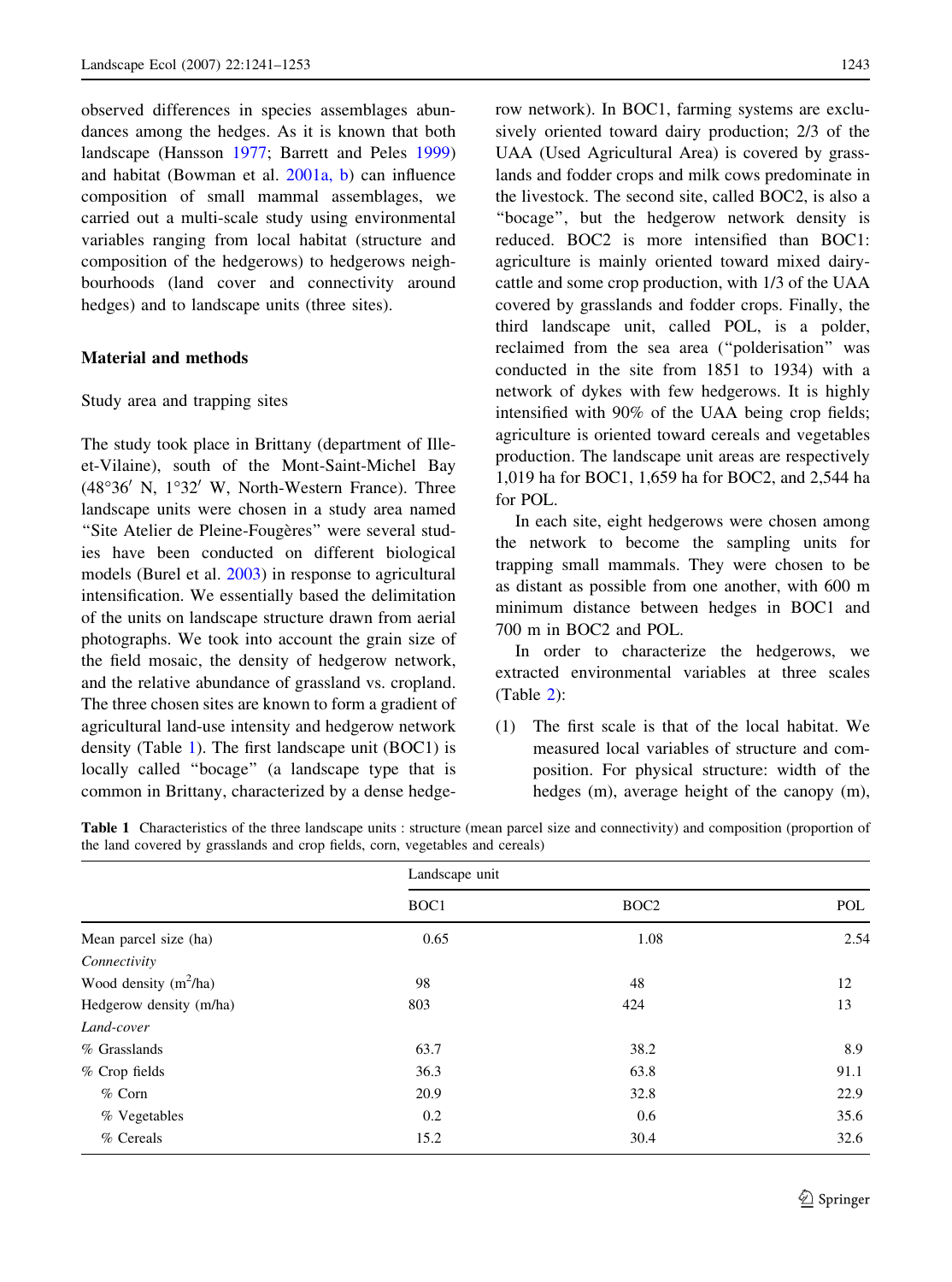observed differences in species assemblages abundances among the hedges. As it is known that both landscape (Hansson 1977; Barrett and Peles 1999) and habitat (Bowman et al. 2001a, b) can influence composition of small mammal assemblages, we carried out a multi-scale study using environmental variables ranging from local habitat (structure and composition of the hedgerows) to hedgerows neighbourhoods (land cover and connectivity around hedges) and to landscape units (three sites).

## Material and methods

### Study area and trapping sites

The study took place in Brittany (department of Ille-et-Vilaine), south of the Mont-Saint-Michel Bay (48°36′ N, 1°32′ W, North-Western France). Three landscape units were chosen in a study area named "Site Atelier de Pleine-Fougères" were several studies have been conducted on different biological models (Burel et al. 2003) in response to agricultural intensification. We essentially based the delimitation of the units on landscape structure drawn from aerial photographs. We took into account the grain size of the field mosaic, the density of hedgerow network, and the relative abundance of grassland vs. cropland. The three chosen sites are known to form a gradient of agricultural land-use intensity and hedgerow network density (Table 1). The first landscape unit (BOC1) is locally called "bocage" (a landscape type that is common in Brittany, characterized by a dense hedgerow network). In BOC1, farming systems are exclusively oriented toward dairy production; 2/3 of the UAA (Used Agricultural Area) is covered by grasslands and fodder crops and milk cows predominate in the livestock. The second site, called BOC2, is also a "bocage", but the hedgerow network density is reduced. BOC2 is more intensified than BOC1: agriculture is mainly oriented toward mixed dairy-cattle and some crop production, with 1/3 of the UAA covered by grasslands and fodder crops. Finally, the third landscape unit, called POL, is a polder, reclaimed from the sea area ("polderisation" was conducted in the site from 1851 to 1934) with a network of dykes with few hedgerows. It is highly intensified with 90% of the UAA being crop fields; agriculture is oriented toward cereals and vegetables production. The landscape unit areas are respectively 1,019 ha for BOC1, 1,659 ha for BOC2, and 2,544 ha for POL.

In each site, eight hedgerows were chosen among the network to become the sampling units for trapping small mammals. They were chosen to be as distant as possible from one another, with 600 m minimum distance between hedges in BOC1 and 700 m in BOC2 and POL.

In order to characterize the hedgerows, we extracted environmental variables at three scales (Table 2):

(1) The first scale is that of the local habitat. We measured local variables of structure and composition. For physical structure: width of the hedges (m), average height of the canopy (m),

**Table 1** Characteristics of the three landscape units : structure (mean parcel size and connectivity) and composition (proportion of the land covered by grasslands and crop fields, corn, vegetables and cereals)

| | Landscape unit | | |
|---|---|---|---|
| | BOC1 | BOC2 | POL |
| Mean parcel size (ha) | 0.65 | 1.08 | 2.54 |
| *Connectivity* | | | |
| Wood density ($m^2$/ha) | 98 | 48 | 12 |
| Hedgerow density (m/ha) | 803 | 424 | 13 |
| *Land-cover* | | | |
| % Grasslands | 63.7 | 38.2 | 8.9 |
| % Crop fields | 36.3 | 63.8 | 91.1 |
| % Corn | 20.9 | 32.8 | 22.9 |
| % Vegetables | 0.2 | 0.6 | 35.6 |
| % Cereals | 15.2 | 30.4 | 32.6 |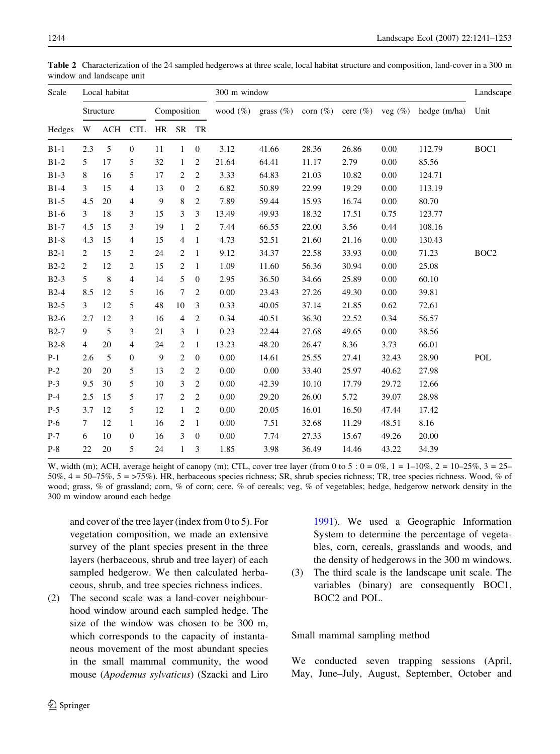**Table 2** Characterization of the 24 sampled hedgerows at three scale, local habitat structure and composition, land-cover in a 300 m window and landscape unit

| Scale | Local habitat | | | | | | 300 m window | | | | | | Landscape |
|---|---|---|---|---|---|---|---|---|---|---|---|---|---|
| | Structure | | | Composition | | | wood (%) | grass (%) | corn (%) | cere (%) | veg (%) | hedge (m/ha) | Unit |
| Hedges | W | ACH | CTL | HR | SR | TR | | | | | | | |
| B1-1 | 2.3 | 5 | 0 | 11 | 1 | 0 | 3.12 | 41.66 | 28.36 | 26.86 | 0.00 | 112.79 | BOC1 |
| B1-2 | 5 | 17 | 5 | 32 | 1 | 2 | 21.64 | 64.41 | 11.17 | 2.79 | 0.00 | 85.56 | |
| B1-3 | 8 | 16 | 5 | 17 | 2 | 2 | 3.33 | 64.83 | 21.03 | 10.82 | 0.00 | 124.71 | |
| B1-4 | 3 | 15 | 4 | 13 | 0 | 2 | 6.82 | 50.89 | 22.99 | 19.29 | 0.00 | 113.19 | |
| B1-5 | 4.5 | 20 | 4 | 9 | 8 | 2 | 7.89 | 59.44 | 15.93 | 16.74 | 0.00 | 80.70 | |
| B1-6 | 3 | 18 | 3 | 15 | 3 | 3 | 13.49 | 49.93 | 18.32 | 17.51 | 0.75 | 123.77 | |
| B1-7 | 4.5 | 15 | 3 | 19 | 1 | 2 | 7.44 | 66.55 | 22.00 | 3.56 | 0.44 | 108.16 | |
| B1-8 | 4.3 | 15 | 4 | 15 | 4 | 1 | 4.73 | 52.51 | 21.60 | 21.16 | 0.00 | 130.43 | |
| B2-1 | 2 | 15 | 2 | 24 | 2 | 1 | 9.12 | 34.37 | 22.58 | 33.93 | 0.00 | 71.23 | BOC2 |
| B2-2 | 2 | 12 | 2 | 15 | 2 | 1 | 1.09 | 11.60 | 56.36 | 30.94 | 0.00 | 25.08 | |
| B2-3 | 5 | 8 | 4 | 14 | 5 | 0 | 2.95 | 36.50 | 34.66 | 25.89 | 0.00 | 60.10 | |
| B2-4 | 8.5 | 12 | 5 | 16 | 7 | 2 | 0.00 | 23.43 | 27.26 | 49.30 | 0.00 | 39.81 | |
| B2-5 | 3 | 12 | 5 | 48 | 10 | 3 | 0.33 | 40.05 | 37.14 | 21.85 | 0.62 | 72.61 | |
| B2-6 | 2.7 | 12 | 3 | 16 | 4 | 2 | 0.34 | 40.51 | 36.30 | 22.52 | 0.34 | 56.57 | |
| B2-7 | 9 | 5 | 3 | 21 | 3 | 1 | 0.23 | 22.44 | 27.68 | 49.65 | 0.00 | 38.56 | |
| B2-8 | 4 | 20 | 4 | 24 | 2 | 1 | 13.23 | 48.20 | 26.47 | 8.36 | 3.73 | 66.01 | |
| P-1 | 2.6 | 5 | 0 | 9 | 2 | 0 | 0.00 | 14.61 | 25.55 | 27.41 | 32.43 | 28.90 | POL |
| P-2 | 20 | 20 | 5 | 13 | 2 | 2 | 0.00 | 0.00 | 33.40 | 25.97 | 40.62 | 27.98 | |
| P-3 | 9.5 | 30 | 5 | 10 | 3 | 2 | 0.00 | 42.39 | 10.10 | 17.79 | 29.72 | 12.66 | |
| P-4 | 2.5 | 15 | 5 | 17 | 2 | 2 | 0.00 | 29.20 | 26.00 | 5.72 | 39.07 | 28.98 | |
| P-5 | 3.7 | 12 | 5 | 12 | 1 | 2 | 0.00 | 20.05 | 16.01 | 16.50 | 47.44 | 17.42 | |
| P-6 | 7 | 12 | 1 | 16 | 2 | 1 | 0.00 | 7.51 | 32.68 | 11.29 | 48.51 | 8.16 | |
| P-7 | 6 | 10 | 0 | 16 | 3 | 0 | 0.00 | 7.74 | 27.33 | 15.67 | 49.26 | 20.00 | |
| P-8 | 22 | 20 | 5 | 24 | 1 | 3 | 1.85 | 3.98 | 36.49 | 14.46 | 43.22 | 34.39 | |

W, width (m); ACH, average height of canopy (m); CTL, cover tree layer (from 0 to 5 : 0 = 0%, 1 = 1–10%, 2 = 10–25%, 3 = 25–50%, 4 = 50–75%, 5 = >75%). HR, herbaceous species richness; SR, shrub species richness; TR, tree species richness. Wood, % of wood; grass, % of grassland; corn, % of corn; cere, % of cereals; veg, % of vegetables; hedge, hedgerow network density in the 300 m window around each hedge

and cover of the tree layer (index from 0 to 5). For vegetation composition, we made an extensive survey of the plant species present in the three layers (herbaceous, shrub and tree layer) of each sampled hedgerow. We then calculated herbaceous, shrub, and tree species richness indices.

(2) The second scale was a land-cover neighbourhood window around each sampled hedge. The size of the window was chosen to be 300 m, which corresponds to the capacity of instantaneous movement of the most abundant species in the small mammal community, the wood mouse (*Apodemus sylvaticus*) (Szacki and Liro 1991). We used a Geographic Information System to determine the percentage of vegetables, corn, cereals, grasslands and woods, and the density of hedgerows in the 300 m windows.

(3) The third scale is the landscape unit scale. The variables (binary) are consequently BOC1, BOC2 and POL.

## Small mammal sampling method

We conducted seven trapping sessions (April, May, June–July, August, September, October and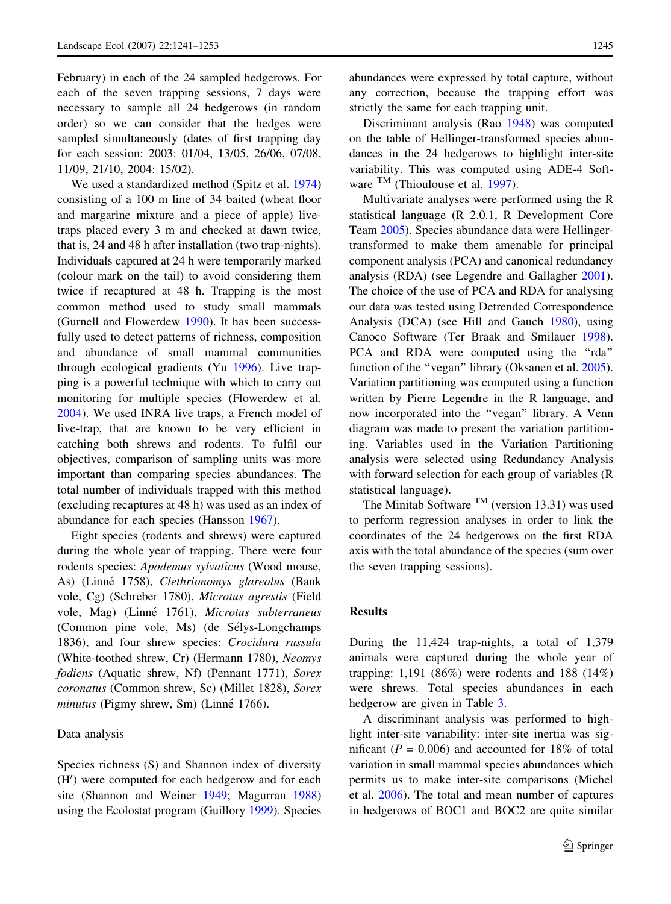February) in each of the 24 sampled hedgerows. For each of the seven trapping sessions, 7 days were necessary to sample all 24 hedgerows (in random order) so we can consider that the hedges were sampled simultaneously (dates of first trapping day for each session: 2003: 01/04, 13/05, 26/06, 07/08, 11/09, 21/10, 2004: 15/02).

We used a standardized method (Spitz et al. 1974) consisting of a 100 m line of 34 baited (wheat floor and margarine mixture and a piece of apple) live-traps placed every 3 m and checked at dawn twice, that is, 24 and 48 h after installation (two trap-nights). Individuals captured at 24 h were temporarily marked (colour mark on the tail) to avoid considering them twice if recaptured at 48 h. Trapping is the most common method used to study small mammals (Gurnell and Flowerdew 1990). It has been successfully used to detect patterns of richness, composition and abundance of small mammal communities through ecological gradients (Yu 1996). Live trapping is a powerful technique with which to carry out monitoring for multiple species (Flowerdew et al. 2004). We used INRA live traps, a French model of live-trap, that are known to be very efficient in catching both shrews and rodents. To fulfil our objectives, comparison of sampling units was more important than comparing species abundances. The total number of individuals trapped with this method (excluding recaptures at 48 h) was used as an index of abundance for each species (Hansson 1967).

Eight species (rodents and shrews) were captured during the whole year of trapping. There were four rodents species: *Apodemus sylvaticus* (Wood mouse, As) (Linné 1758), *Clethrionomys glareolus* (Bank vole, Cg) (Schreber 1780), *Microtus agrestis* (Field vole, Mag) (Linné 1761), *Microtus subterraneus* (Common pine vole, Ms) (de Sélys-Longchamps 1836), and four shrew species: *Crocidura russula* (White-toothed shrew, Cr) (Hermann 1780), *Neomys fodiens* (Aquatic shrew, Nf) (Pennant 1771), *Sorex coronatus* (Common shrew, Sc) (Millet 1828), *Sorex minutus* (Pigmy shrew, Sm) (Linné 1766).

### Data analysis

Species richness (S) and Shannon index of diversity (H′) were computed for each hedgerow and for each site (Shannon and Weiner 1949; Magurran 1988) using the Ecolostat program (Guillory 1999). Species abundances were expressed by total capture, without any correction, because the trapping effort was strictly the same for each trapping unit.

Discriminant analysis (Rao 1948) was computed on the table of Hellinger-transformed species abundances in the 24 hedgerows to highlight inter-site variability. This was computed using ADE-4 Software ™ (Thioulouse et al. 1997).

Multivariate analyses were performed using the R statistical language (R 2.0.1, R Development Core Team 2005). Species abundance data were Hellinger-transformed to make them amenable for principal component analysis (PCA) and canonical redundancy analysis (RDA) (see Legendre and Gallagher 2001). The choice of the use of PCA and RDA for analysing our data was tested using Detrended Correspondence Analysis (DCA) (see Hill and Gauch 1980), using Canoco Software (Ter Braak and Smilauer 1998). PCA and RDA were computed using the "rda" function of the "vegan" library (Oksanen et al. 2005). Variation partitioning was computed using a function written by Pierre Legendre in the R language, and now incorporated into the "vegan" library. A Venn diagram was made to present the variation partitioning. Variables used in the Variation Partitioning analysis were selected using Redundancy Analysis with forward selection for each group of variables (R statistical language).

The Minitab Software ™ (version 13.31) was used to perform regression analyses in order to link the coordinates of the 24 hedgerows on the first RDA axis with the total abundance of the species (sum over the seven trapping sessions).

## Results

During the 11,424 trap-nights, a total of 1,379 animals were captured during the whole year of trapping: 1,191 (86%) were rodents and 188 (14%) were shrews. Total species abundances in each hedgerow are given in Table 3.

A discriminant analysis was performed to highlight inter-site variability: inter-site inertia was significant ($P = 0.006$) and accounted for 18% of total variation in small mammal species abundances which permits us to make inter-site comparisons (Michel et al. 2006). The total and mean number of captures in hedgerows of BOC1 and BOC2 are quite similar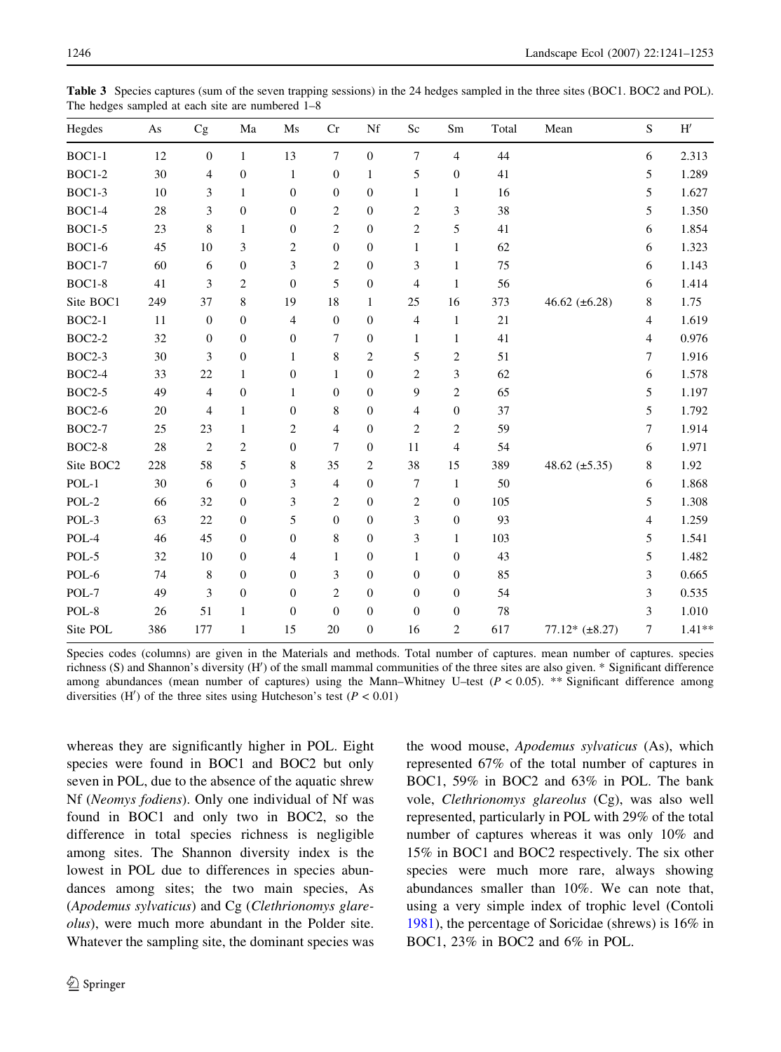**Table 3** Species captures (sum of the seven trapping sessions) in the 24 hedges sampled in the three sites (BOC1. BOC2 and POL). The hedges sampled at each site are numbered 1–8

| Hegdes | As | Cg | Ma | Ms | Cr | Nf | Sc | Sm | Total | Mean | S | H′ |
|---|---|---|---|---|---|---|---|---|---|---|---|---|
| BOC1-1 | 12 | 0 | 1 | 13 | 7 | 0 | 7 | 4 | 44 | | 6 | 2.313 |
| BOC1-2 | 30 | 4 | 0 | 1 | 0 | 1 | 5 | 0 | 41 | | 5 | 1.289 |
| BOC1-3 | 10 | 3 | 1 | 0 | 0 | 0 | 1 | 1 | 16 | | 5 | 1.627 |
| BOC1-4 | 28 | 3 | 0 | 0 | 2 | 0 | 2 | 3 | 38 | | 5 | 1.350 |
| BOC1-5 | 23 | 8 | 1 | 0 | 2 | 0 | 2 | 5 | 41 | | 6 | 1.854 |
| BOC1-6 | 45 | 10 | 3 | 2 | 0 | 0 | 1 | 1 | 62 | | 6 | 1.323 |
| BOC1-7 | 60 | 6 | 0 | 3 | 2 | 0 | 3 | 1 | 75 | | 6 | 1.143 |
| BOC1-8 | 41 | 3 | 2 | 0 | 5 | 0 | 4 | 1 | 56 | | 6 | 1.414 |
| Site BOC1 | 249 | 37 | 8 | 19 | 18 | 1 | 25 | 16 | 373 | 46.62 (±6.28) | 8 | 1.75 |
| BOC2-1 | 11 | 0 | 0 | 4 | 0 | 0 | 4 | 1 | 21 | | 4 | 1.619 |
| BOC2-2 | 32 | 0 | 0 | 0 | 7 | 0 | 1 | 1 | 41 | | 4 | 0.976 |
| BOC2-3 | 30 | 3 | 0 | 1 | 8 | 2 | 5 | 2 | 51 | | 7 | 1.916 |
| BOC2-4 | 33 | 22 | 1 | 0 | 1 | 0 | 2 | 3 | 62 | | 6 | 1.578 |
| BOC2-5 | 49 | 4 | 0 | 1 | 0 | 0 | 9 | 2 | 65 | | 5 | 1.197 |
| BOC2-6 | 20 | 4 | 1 | 0 | 8 | 0 | 4 | 0 | 37 | | 5 | 1.792 |
| BOC2-7 | 25 | 23 | 1 | 2 | 4 | 0 | 2 | 2 | 59 | | 7 | 1.914 |
| BOC2-8 | 28 | 2 | 2 | 0 | 7 | 0 | 11 | 4 | 54 | | 6 | 1.971 |
| Site BOC2 | 228 | 58 | 5 | 8 | 35 | 2 | 38 | 15 | 389 | 48.62 (±5.35) | 8 | 1.92 |
| POL-1 | 30 | 6 | 0 | 3 | 4 | 0 | 7 | 1 | 50 | | 6 | 1.868 |
| POL-2 | 66 | 32 | 0 | 3 | 2 | 0 | 2 | 0 | 105 | | 5 | 1.308 |
| POL-3 | 63 | 22 | 0 | 5 | 0 | 0 | 3 | 0 | 93 | | 4 | 1.259 |
| POL-4 | 46 | 45 | 0 | 0 | 8 | 0 | 3 | 1 | 103 | | 5 | 1.541 |
| POL-5 | 32 | 10 | 0 | 4 | 1 | 0 | 1 | 0 | 43 | | 5 | 1.482 |
| POL-6 | 74 | 8 | 0 | 0 | 3 | 0 | 0 | 0 | 85 | | 3 | 0.665 |
| POL-7 | 49 | 3 | 0 | 0 | 2 | 0 | 0 | 0 | 54 | | 3 | 0.535 |
| POL-8 | 26 | 51 | 1 | 0 | 0 | 0 | 0 | 0 | 78 | | 3 | 1.010 |
| Site POL | 386 | 177 | 1 | 15 | 20 | 0 | 16 | 2 | 617 | 77.12* (±8.27) | 7 | 1.41** |

Species codes (columns) are given in the Materials and methods. Total number of captures. mean number of captures. species richness (S) and Shannon's diversity (H′) of the small mammal communities of the three sites are also given. * Significant difference among abundances (mean number of captures) using the Mann–Whitney U–test ($P < 0.05$). ** Significant difference among diversities (H′) of the three sites using Hutcheson's test ($P < 0.01$)

whereas they are significantly higher in POL. Eight species were found in BOC1 and BOC2 but only seven in POL, due to the absence of the aquatic shrew Nf (*Neomys fodiens*). Only one individual of Nf was found in BOC1 and only two in BOC2, so the difference in total species richness is negligible among sites. The Shannon diversity index is the lowest in POL due to differences in species abundances among sites; the two main species, As (*Apodemus sylvaticus*) and Cg (*Clethrionomys glareolus*), were much more abundant in the Polder site. Whatever the sampling site, the dominant species was the wood mouse, *Apodemus sylvaticus* (As), which represented 67% of the total number of captures in BOC1, 59% in BOC2 and 63% in POL. The bank vole, *Clethrionomys glareolus* (Cg), was also well represented, particularly in POL with 29% of the total number of captures whereas it was only 10% and 15% in BOC1 and BOC2 respectively. The six other species were much more rare, always showing abundances smaller than 10%. We can note that, using a very simple index of trophic level (Contoli 1981), the percentage of Soricidae (shrews) is 16% in BOC1, 23% in BOC2 and 6% in POL.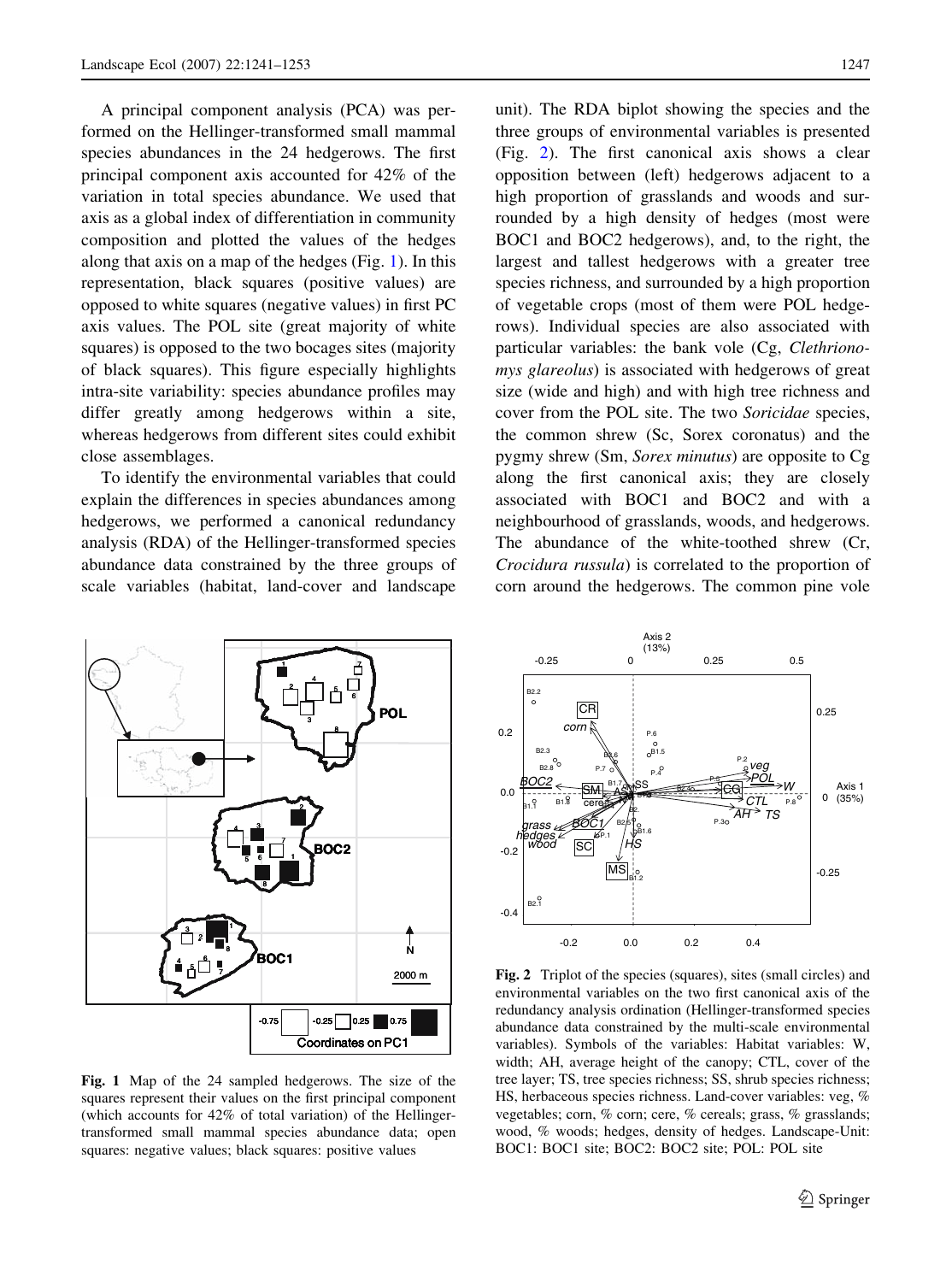A principal component analysis (PCA) was performed on the Hellinger-transformed small mammal species abundances in the 24 hedgerows. The first principal component axis accounted for 42% of the variation in total species abundance. We used that axis as a global index of differentiation in community composition and plotted the values of the hedges along that axis on a map of the hedges (Fig. 1). In this representation, black squares (positive values) are opposed to white squares (negative values) in first PC axis values. The POL site (great majority of white squares) is opposed to the two bocages sites (majority of black squares). This figure especially highlights intra-site variability: species abundance profiles may differ greatly among hedgerows within a site, whereas hedgerows from different sites could exhibit close assemblages.

To identify the environmental variables that could explain the differences in species abundances among hedgerows, we performed a canonical redundancy analysis (RDA) of the Hellinger-transformed species abundance data constrained by the three groups of scale variables (habitat, land-cover and landscape unit). The RDA biplot showing the species and the three groups of environmental variables is presented (Fig. 2). The first canonical axis shows a clear opposition between (left) hedgerows adjacent to a high proportion of grasslands and woods and surrounded by a high density of hedges (most were BOC1 and BOC2 hedgerows), and, to the right, the largest and tallest hedgerows with a greater tree species richness, and surrounded by a high proportion of vegetable crops (most of them were POL hedgerows). Individual species are also associated with particular variables: the bank vole (Cg, *Clethrionomys glareolus*) is associated with hedgerows of great size (wide and high) and with high tree richness and cover from the POL site. The two *Soricidae* species, the common shrew (Sc, Sorex coronatus) and the pygmy shrew (Sm, *Sorex minutus*) are opposite to Cg along the first canonical axis; they are closely associated with BOC1 and BOC2 and with a neighbourhood of grasslands, woods, and hedgerows. The abundance of the white-toothed shrew (Cr, *Crocidura russula*) is correlated to the proportion of corn around the hedgerows. The common pine vole

**Fig. 1** Map of the 24 sampled hedgerows. The size of the squares represent their values on the first principal component (which accounts for 42% of total variation) of the Hellinger-transformed small mammal species abundance data; open squares: negative values; black squares: positive values

**Fig. 2** Triplot of the species (squares), sites (small circles) and environmental variables on the two first canonical axis of the redundancy analysis ordination (Hellinger-transformed species abundance data constrained by the multi-scale environmental variables). Symbols of the variables: Habitat variables: W, width; AH, average height of the canopy; CTL, cover of the tree layer; TS, tree species richness; SS, shrub species richness; HS, herbaceous species richness. Land-cover variables: veg, % vegetables; corn, % corn; cere, % cereals; grass, % grasslands; wood, % woods; hedges, density of hedges. Landscape-Unit: BOC1: BOC1 site; BOC2: BOC2 site; POL: POL site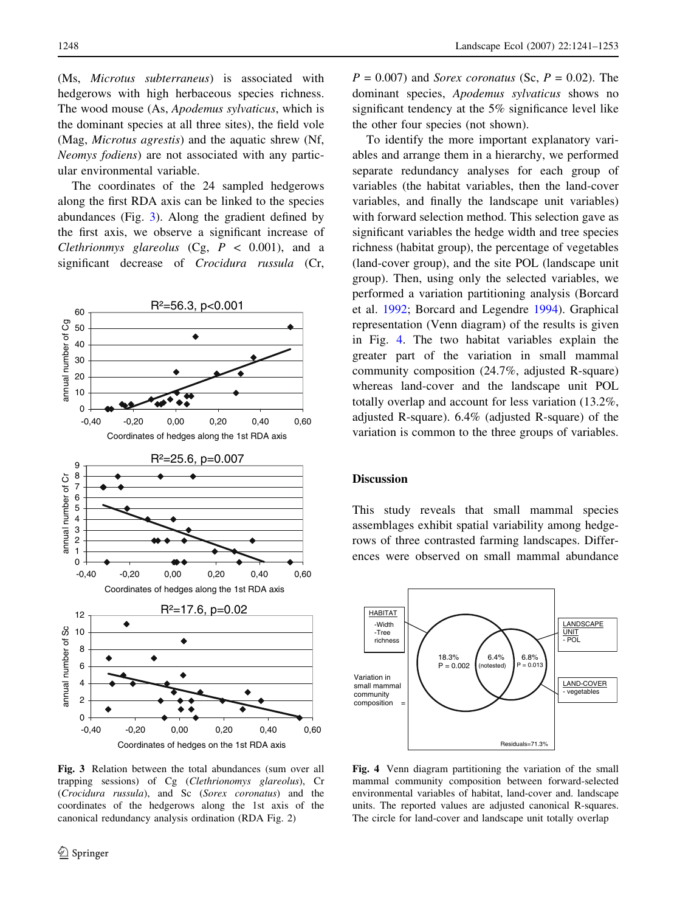(Ms, *Microtus subterraneus*) is associated with hedgerows with high herbaceous species richness. The wood mouse (As, *Apodemus sylvaticus*, which is the dominant species at all three sites), the field vole (Mag, *Microtus agrestis*) and the aquatic shrew (Nf, *Neomys fodiens*) are not associated with any particular environmental variable.

The coordinates of the 24 sampled hedgerows along the first RDA axis can be linked to the species abundances (Fig. 3). Along the gradient defined by the first axis, we observe a significant increase of *Clethrionmys glareolus* (Cg, $P < 0.001$), and a significant decrease of *Crocidura russula* (Cr, $P = 0.007$) and *Sorex coronatus* (Sc, $P = 0.02$). The dominant species, *Apodemus sylvaticus* shows no significant tendency at the 5% significance level like the other four species (not shown).

Fig. 3 Relation between the total abundances (sum over all trapping sessions) of Cg (*Clethrionomys glareolus*), Cr (*Crocidura russula*), and Sc (*Sorex coronatus*) and the coordinates of the hedgerows along the 1st axis of the canonical redundancy analysis ordination (RDA Fig. 2)

To identify the more important explanatory variables and arrange them in a hierarchy, we performed separate redundancy analyses for each group of variables (the habitat variables, then the land-cover variables, and finally the landscape unit variables) with forward selection method. This selection gave as significant variables the hedge width and tree species richness (habitat group), the percentage of vegetables (land-cover group), and the site POL (landscape unit group). Then, using only the selected variables, we performed a variation partitioning analysis (Borcard et al. 1992; Borcard and Legendre 1994). Graphical representation (Venn diagram) of the results is given in Fig. 4. The two habitat variables explain the greater part of the variation in small mammal community composition (24.7%, adjusted R-square) whereas land-cover and the landscape unit POL totally overlap and account for less variation (13.2%, adjusted R-square). 6.4% (adjusted R-square) of the variation is common to the three groups of variables.

## Discussion

This study reveals that small mammal species assemblages exhibit spatial variability among hedgerows of three contrasted farming landscapes. Differences were observed on small mammal abundance

Fig. 4 Venn diagram partitioning the variation of the small mammal community composition between forward-selected environmental variables of habitat, land-cover and. landscape units. The reported values are adjusted canonical R-squares. The circle for land-cover and landscape unit totally overlap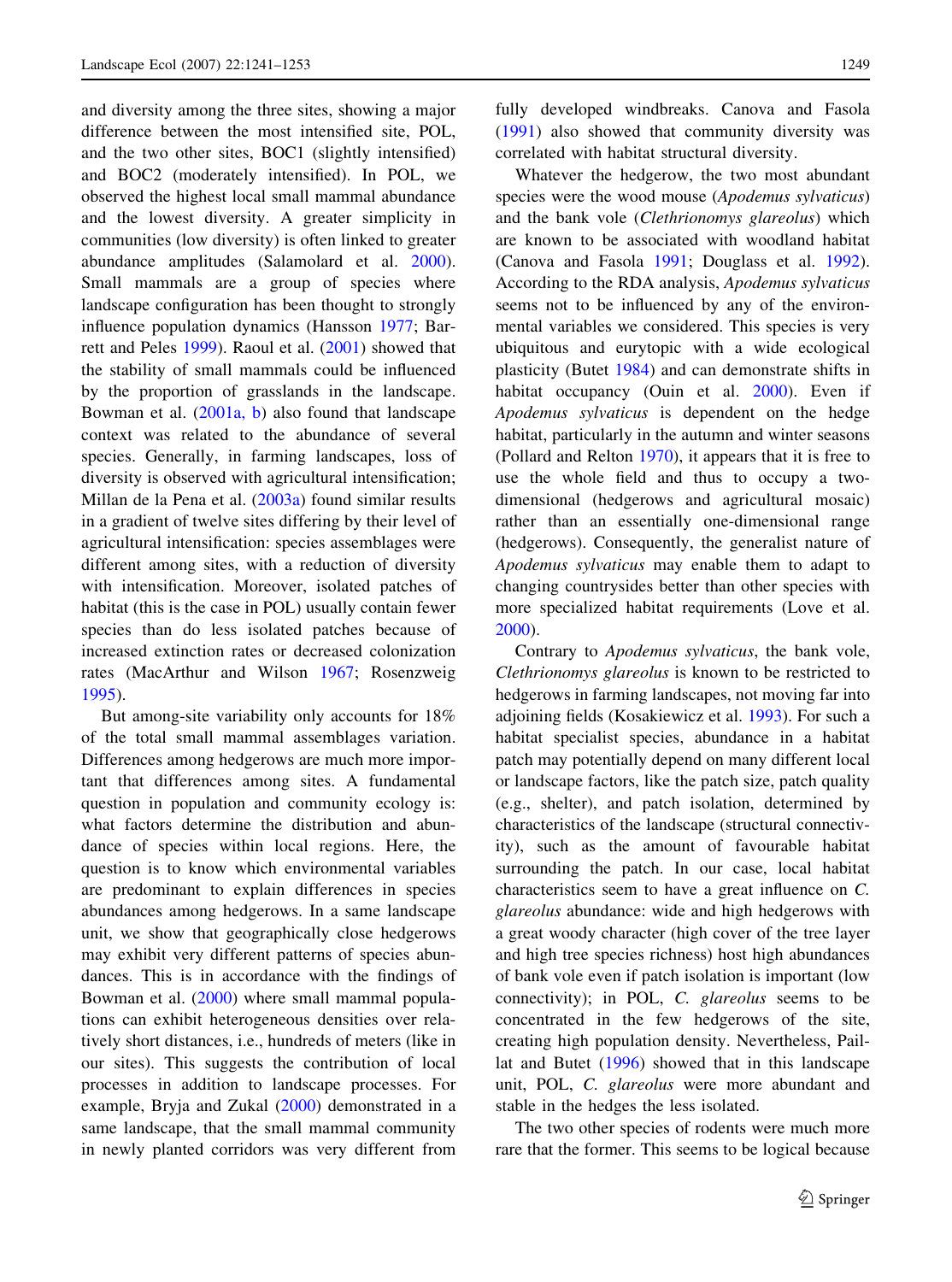and diversity among the three sites, showing a major difference between the most intensified site, POL, and the two other sites, BOC1 (slightly intensified) and BOC2 (moderately intensified). In POL, we observed the highest local small mammal abundance and the lowest diversity. A greater simplicity in communities (low diversity) is often linked to greater abundance amplitudes (Salamolard et al. 2000). Small mammals are a group of species where landscape configuration has been thought to strongly influence population dynamics (Hansson 1977; Barrett and Peles 1999). Raoul et al. (2001) showed that the stability of small mammals could be influenced by the proportion of grasslands in the landscape. Bowman et al. (2001a, b) also found that landscape context was related to the abundance of several species. Generally, in farming landscapes, loss of diversity is observed with agricultural intensification; Millan de la Pena et al. (2003a) found similar results in a gradient of twelve sites differing by their level of agricultural intensification: species assemblages were different among sites, with a reduction of diversity with intensification. Moreover, isolated patches of habitat (this is the case in POL) usually contain fewer species than do less isolated patches because of increased extinction rates or decreased colonization rates (MacArthur and Wilson 1967; Rosenzweig 1995).

But among-site variability only accounts for 18% of the total small mammal assemblages variation. Differences among hedgerows are much more important that differences among sites. A fundamental question in population and community ecology is: what factors determine the distribution and abundance of species within local regions. Here, the question is to know which environmental variables are predominant to explain differences in species abundances among hedgerows. In a same landscape unit, we show that geographically close hedgerows may exhibit very different patterns of species abundances. This is in accordance with the findings of Bowman et al. (2000) where small mammal populations can exhibit heterogeneous densities over relatively short distances, i.e., hundreds of meters (like in our sites). This suggests the contribution of local processes in addition to landscape processes. For example, Bryja and Zukal (2000) demonstrated in a same landscape, that the small mammal community in newly planted corridors was very different from fully developed windbreaks. Canova and Fasola (1991) also showed that community diversity was correlated with habitat structural diversity.

Whatever the hedgerow, the two most abundant species were the wood mouse (*Apodemus sylvaticus*) and the bank vole (*Clethrionomys glareolus*) which are known to be associated with woodland habitat (Canova and Fasola 1991; Douglass et al. 1992). According to the RDA analysis, *Apodemus sylvaticus* seems not to be influenced by any of the environmental variables we considered. This species is very ubiquitous and eurytopic with a wide ecological plasticity (Butet 1984) and can demonstrate shifts in habitat occupancy (Ouin et al. 2000). Even if *Apodemus sylvaticus* is dependent on the hedge habitat, particularly in the autumn and winter seasons (Pollard and Relton 1970), it appears that it is free to use the whole field and thus to occupy a two-dimensional (hedgerows and agricultural mosaic) rather than an essentially one-dimensional range (hedgerows). Consequently, the generalist nature of *Apodemus sylvaticus* may enable them to adapt to changing countrysides better than other species with more specialized habitat requirements (Love et al. 2000).

Contrary to *Apodemus sylvaticus*, the bank vole, *Clethrionomys glareolus* is known to be restricted to hedgerows in farming landscapes, not moving far into adjoining fields (Kosakiewicz et al. 1993). For such a habitat specialist species, abundance in a habitat patch may potentially depend on many different local or landscape factors, like the patch size, patch quality (e.g., shelter), and patch isolation, determined by characteristics of the landscape (structural connectivity), such as the amount of favourable habitat surrounding the patch. In our case, local habitat characteristics seem to have a great influence on *C. glareolus* abundance: wide and high hedgerows with a great woody character (high cover of the tree layer and high tree species richness) host high abundances of bank vole even if patch isolation is important (low connectivity); in POL, *C. glareolus* seems to be concentrated in the few hedgerows of the site, creating high population density. Nevertheless, Paillat and Butet (1996) showed that in this landscape unit, POL, *C. glareolus* were more abundant and stable in the hedges the less isolated.

The two other species of rodents were much more rare that the former. This seems to be logical because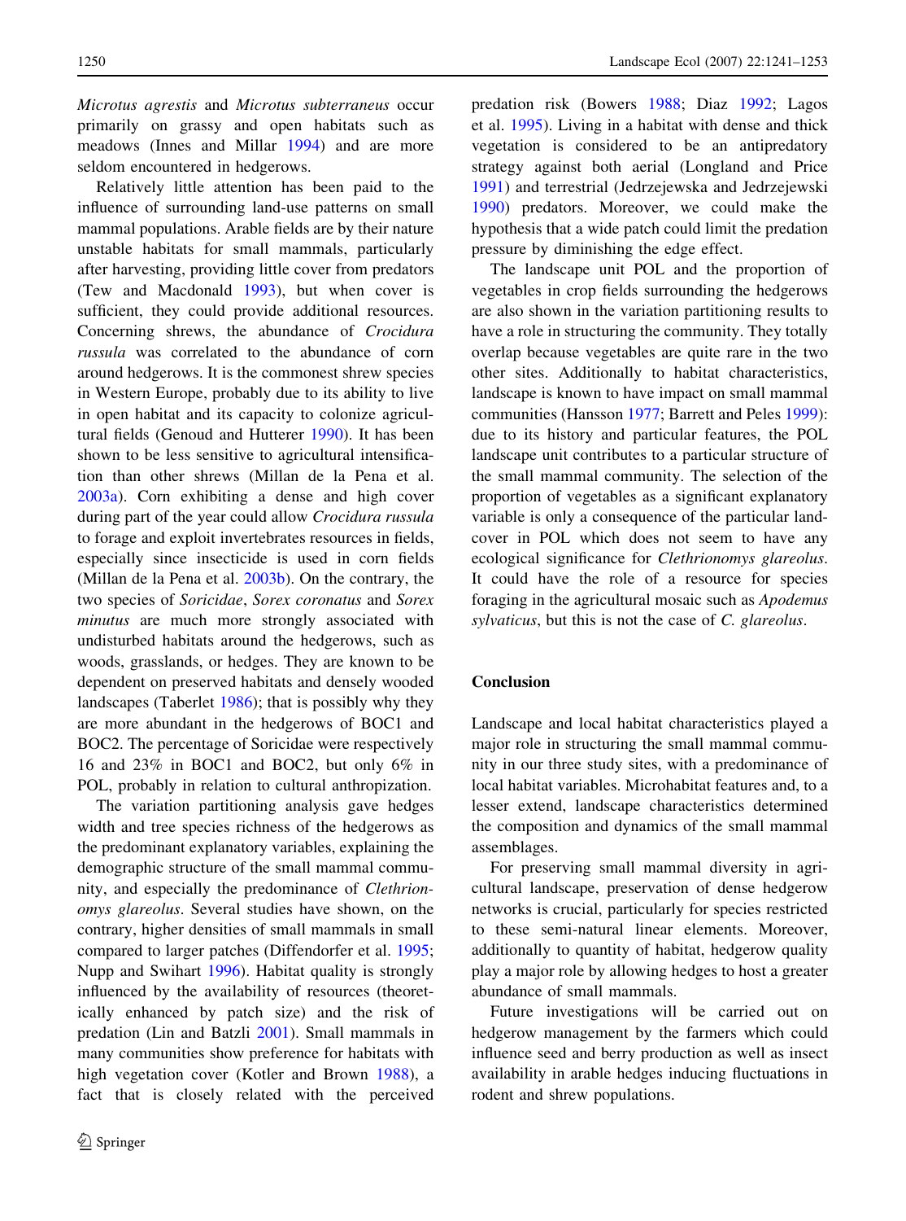*Microtus agrestis* and *Microtus subterraneus* occur primarily on grassy and open habitats such as meadows (Innes and Millar 1994) and are more seldom encountered in hedgerows.

Relatively little attention has been paid to the influence of surrounding land-use patterns on small mammal populations. Arable fields are by their nature unstable habitats for small mammals, particularly after harvesting, providing little cover from predators (Tew and Macdonald 1993), but when cover is sufficient, they could provide additional resources. Concerning shrews, the abundance of *Crocidura russula* was correlated to the abundance of corn around hedgerows. It is the commonest shrew species in Western Europe, probably due to its ability to live in open habitat and its capacity to colonize agricultural fields (Genoud and Hutterer 1990). It has been shown to be less sensitive to agricultural intensification than other shrews (Millan de la Pena et al. 2003a). Corn exhibiting a dense and high cover during part of the year could allow *Crocidura russula* to forage and exploit invertebrates resources in fields, especially since insecticide is used in corn fields (Millan de la Pena et al. 2003b). On the contrary, the two species of *Soricidae*, *Sorex coronatus* and *Sorex minutus* are much more strongly associated with undisturbed habitats around the hedgerows, such as woods, grasslands, or hedges. They are known to be dependent on preserved habitats and densely wooded landscapes (Taberlet 1986); that is possibly why they are more abundant in the hedgerows of BOC1 and BOC2. The percentage of Soricidae were respectively 16 and 23% in BOC1 and BOC2, but only 6% in POL, probably in relation to cultural anthropization.

The variation partitioning analysis gave hedges width and tree species richness of the hedgerows as the predominant explanatory variables, explaining the demographic structure of the small mammal community, and especially the predominance of *Clethrionomys glareolus*. Several studies have shown, on the contrary, higher densities of small mammals in small compared to larger patches (Diffendorfer et al. 1995; Nupp and Swihart 1996). Habitat quality is strongly influenced by the availability of resources (theoretically enhanced by patch size) and the risk of predation (Lin and Batzli 2001). Small mammals in many communities show preference for habitats with high vegetation cover (Kotler and Brown 1988), a fact that is closely related with the perceived predation risk (Bowers 1988; Diaz 1992; Lagos et al. 1995). Living in a habitat with dense and thick vegetation is considered to be an antipredatory strategy against both aerial (Longland and Price 1991) and terrestrial (Jedrzejewska and Jedrzejewski 1990) predators. Moreover, we could make the hypothesis that a wide patch could limit the predation pressure by diminishing the edge effect.

The landscape unit POL and the proportion of vegetables in crop fields surrounding the hedgerows are also shown in the variation partitioning results to have a role in structuring the community. They totally overlap because vegetables are quite rare in the two other sites. Additionally to habitat characteristics, landscape is known to have impact on small mammal communities (Hansson 1977; Barrett and Peles 1999): due to its history and particular features, the POL landscape unit contributes to a particular structure of the small mammal community. The selection of the proportion of vegetables as a significant explanatory variable is only a consequence of the particular land-cover in POL which does not seem to have any ecological significance for *Clethrionomys glareolus*. It could have the role of a resource for species foraging in the agricultural mosaic such as *Apodemus sylvaticus*, but this is not the case of *C. glareolus*.

## Conclusion

Landscape and local habitat characteristics played a major role in structuring the small mammal community in our three study sites, with a predominance of local habitat variables. Microhabitat features and, to a lesser extend, landscape characteristics determined the composition and dynamics of the small mammal assemblages.

For preserving small mammal diversity in agricultural landscape, preservation of dense hedgerow networks is crucial, particularly for species restricted to these semi-natural linear elements. Moreover, additionally to quantity of habitat, hedgerow quality play a major role by allowing hedges to host a greater abundance of small mammals.

Future investigations will be carried out on hedgerow management by the farmers which could influence seed and berry production as well as insect availability in arable hedges inducing fluctuations in rodent and shrew populations.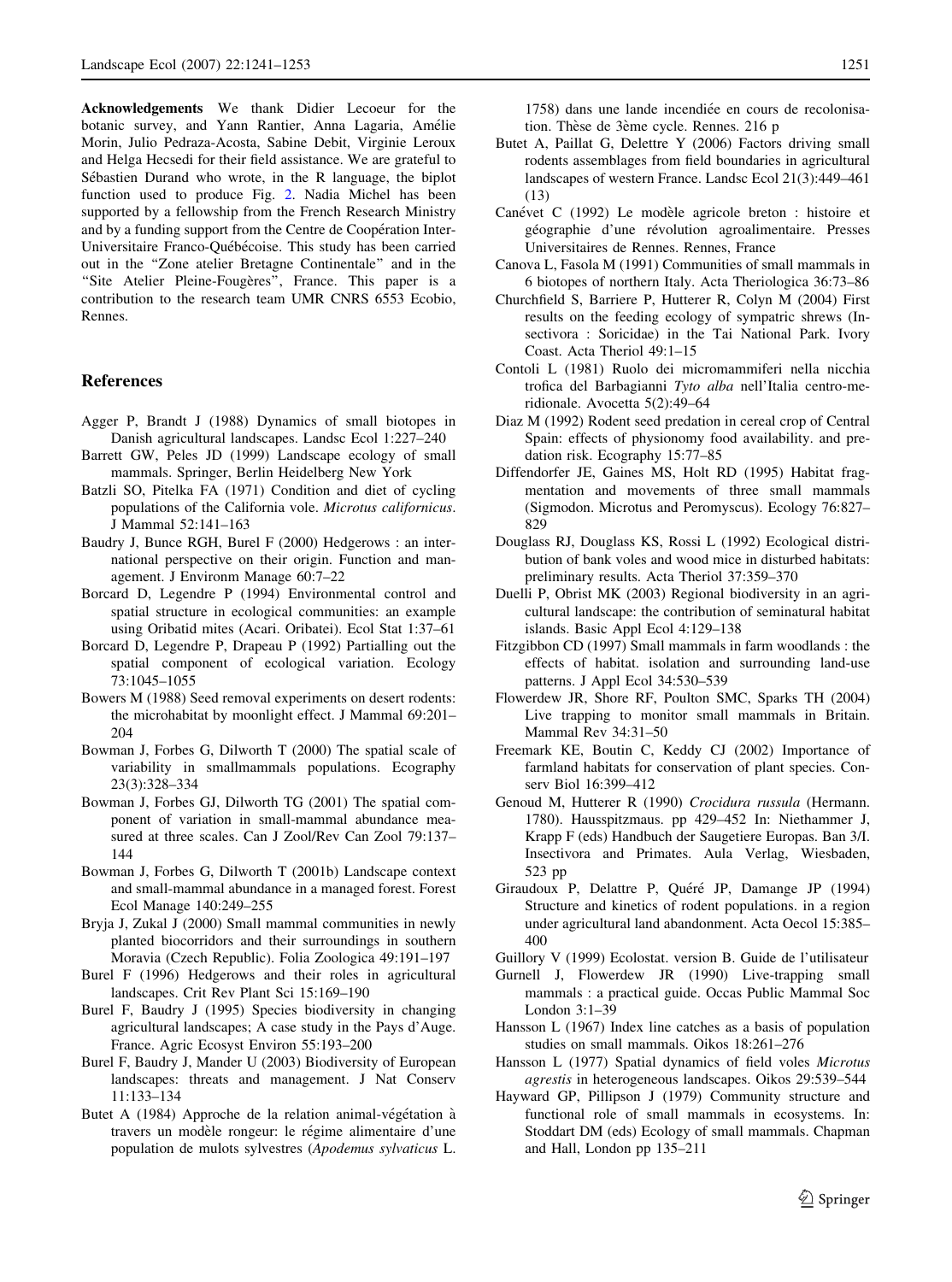**Acknowledgements** We thank Didier Lecoeur for the botanic survey, and Yann Rantier, Anna Lagaria, Amélie Morin, Julio Pedraza-Acosta, Sabine Debit, Virginie Leroux and Helga Hecsedi for their field assistance. We are grateful to Sébastien Durand who wrote, in the R language, the biplot function used to produce Fig. 2. Nadia Michel has been supported by a fellowship from the French Research Ministry and by a funding support from the Centre de Coopération Inter-Universitaire Franco-Québécoise. This study has been carried out in the "Zone atelier Bretagne Continentale" and in the "Site Atelier Pleine-Fougères", France. This paper is a contribution to the research team UMR CNRS 6553 Ecobio, Rennes.

## References

Agger P, Brandt J (1988) Dynamics of small biotopes in Danish agricultural landscapes. Landsc Ecol 1:227–240

Barrett GW, Peles JD (1999) Landscape ecology of small mammals. Springer, Berlin Heidelberg New York

Batzli SO, Pitelka FA (1971) Condition and diet of cycling populations of the California vole. *Microtus californicus*. J Mammal 52:141–163

Baudry J, Bunce RGH, Burel F (2000) Hedgerows : an international perspective on their origin. Function and management. J Environm Manage 60:7–22

Borcard D, Legendre P (1994) Environmental control and spatial structure in ecological communities: an example using Oribatid mites (Acari. Oribatei). Ecol Stat 1:37–61

Borcard D, Legendre P, Drapeau P (1992) Partialling out the spatial component of ecological variation. Ecology 73:1045–1055

Bowers M (1988) Seed removal experiments on desert rodents: the microhabitat by moonlight effect. J Mammal 69:201–204

Bowman J, Forbes G, Dilworth T (2000) The spatial scale of variability in smallmammals populations. Ecography 23(3):328–334

Bowman J, Forbes GJ, Dilworth TG (2001) The spatial component of variation in small-mammal abundance measured at three scales. Can J Zool/Rev Can Zool 79:137–144

Bowman J, Forbes G, Dilworth T (2001b) Landscape context and small-mammal abundance in a managed forest. Forest Ecol Manage 140:249–255

Bryja J, Zukal J (2000) Small mammal communities in newly planted biocorridors and their surroundings in southern Moravia (Czech Republic). Folia Zoologica 49:191–197

Burel F (1996) Hedgerows and their roles in agricultural landscapes. Crit Rev Plant Sci 15:169–190

Burel F, Baudry J (1995) Species biodiversity in changing agricultural landscapes; A case study in the Pays d'Auge. France. Agric Ecosyst Environ 55:193–200

Burel F, Baudry J, Mander U (2003) Biodiversity of European landscapes: threats and management. J Nat Conserv 11:133–134

Butet A (1984) Approche de la relation animal-végétation à travers un modèle rongeur: le régime alimentaire d'une population de mulots sylvestres (*Apodemus sylvaticus* L. 1758) dans une lande incendiée en cours de recolonisation. Thèse de 3ème cycle. Rennes. 216 p

Butet A, Paillat G, Delettre Y (2006) Factors driving small rodents assemblages from field boundaries in agricultural landscapes of western France. Landsc Ecol 21(3):449–461 (13)

Canévet C (1992) Le modèle agricole breton : histoire et géographie d'une révolution agroalimentaire. Presses Universitaires de Rennes. Rennes, France

Canova L, Fasola M (1991) Communities of small mammals in 6 biotopes of northern Italy. Acta Theriologica 36:73–86

Churchfield S, Barriere P, Hutterer R, Colyn M (2004) First results on the feeding ecology of sympatric shrews (Insectivora : Soricidae) in the Tai National Park. Ivory Coast. Acta Theriol 49:1–15

Contoli L (1981) Ruolo dei micromammiferi nella nicchia trofica del Barbagianni *Tyto alba* nell'Italia centro-meridionale. Avocetta 5(2):49–64

Diaz M (1992) Rodent seed predation in cereal crop of Central Spain: effects of physionomy food availability. and predation risk. Ecography 15:77–85

Diffendorfer JE, Gaines MS, Holt RD (1995) Habitat fragmentation and movements of three small mammals (Sigmodon. Microtus and Peromyscus). Ecology 76:827–829

Douglass RJ, Douglass KS, Rossi L (1992) Ecological distribution of bank voles and wood mice in disturbed habitats: preliminary results. Acta Theriol 37:359–370

Duelli P, Obrist MK (2003) Regional biodiversity in an agricultural landscape: the contribution of seminatural habitat islands. Basic Appl Ecol 4:129–138

Fitzgibbon CD (1997) Small mammals in farm woodlands : the effects of habitat. isolation and surrounding land-use patterns. J Appl Ecol 34:530–539

Flowerdew JR, Shore RF, Poulton SMC, Sparks TH (2004) Live trapping to monitor small mammals in Britain. Mammal Rev 34:31–50

Freemark KE, Boutin C, Keddy CJ (2002) Importance of farmland habitats for conservation of plant species. Conserv Biol 16:399–412

Genoud M, Hutterer R (1990) *Crocidura russula* (Hermann. 1780). Hausspitzmaus. pp 429–452 In: Niethammer J, Krapp F (eds) Handbuch der Saugetiere Europas. Ban 3/I. Insectivora and Primates. Aula Verlag, Wiesbaden, 523 pp

Giraudoux P, Delattre P, Quéré JP, Damange JP (1994) Structure and kinetics of rodent populations. in a region under agricultural land abandonment. Acta Oecol 15:385–400

Guillory V (1999) Ecolostat. version B. Guide de l'utilisateur

Gurnell J, Flowerdew JR (1990) Live-trapping small mammals : a practical guide. Occas Public Mammal Soc London 3:1–39

Hansson L (1967) Index line catches as a basis of population studies on small mammals. Oikos 18:261–276

Hansson L (1977) Spatial dynamics of field voles *Microtus agrestis* in heterogeneous landscapes. Oikos 29:539–544

Hayward GP, Pillipson J (1979) Community structure and functional role of small mammals in ecosystems. In: Stoddart DM (eds) Ecology of small mammals. Chapman and Hall, London pp 135–211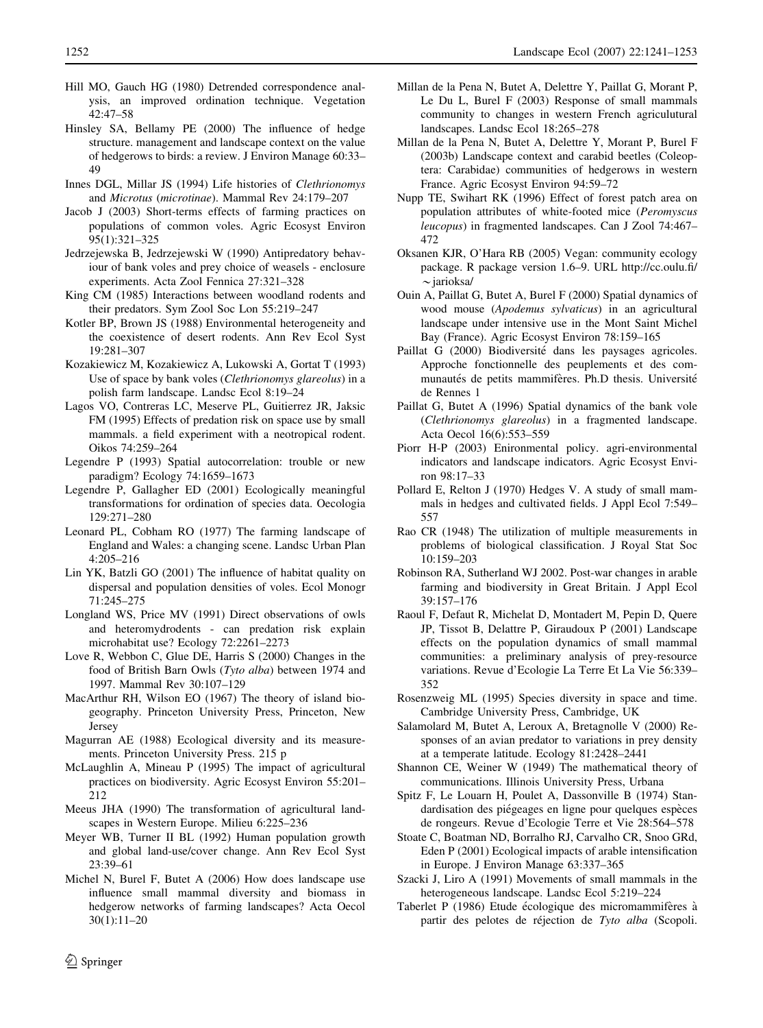Hill MO, Gauch HG (1980) Detrended correspondence analysis, an improved ordination technique. Vegetation 42:47–58

Hinsley SA, Bellamy PE (2000) The influence of hedge structure. management and landscape context on the value of hedgerows to birds: a review. J Environ Manage 60:33–49

Innes DGL, Millar JS (1994) Life histories of *Clethrionomys* and *Microtus* (*microtinae*). Mammal Rev 24:179–207

Jacob J (2003) Short-terms effects of farming practices on populations of common voles. Agric Ecosyst Environ 95(1):321–325

Jedrzejewska B, Jedrzejewski W (1990) Antipredatory behaviour of bank voles and prey choice of weasels - enclosure experiments. Acta Zool Fennica 27:321–328

King CM (1985) Interactions between woodland rodents and their predators. Sym Zool Soc Lon 55:219–247

Kotler BP, Brown JS (1988) Environmental heterogeneity and the coexistence of desert rodents. Ann Rev Ecol Syst 19:281–307

Kozakiewicz M, Kozakiewicz A, Lukowski A, Gortat T (1993) Use of space by bank voles (*Clethrionomys glareolus*) in a polish farm landscape. Landsc Ecol 8:19–24

Lagos VO, Contreras LC, Meserve PL, Guitierrez JR, Jaksic FM (1995) Effects of predation risk on space use by small mammals. a field experiment with a neotropical rodent. Oikos 74:259–264

Legendre P (1993) Spatial autocorrelation: trouble or new paradigm? Ecology 74:1659–1673

Legendre P, Gallagher ED (2001) Ecologically meaningful transformations for ordination of species data. Oecologia 129:271–280

Leonard PL, Cobham RO (1977) The farming landscape of England and Wales: a changing scene. Landsc Urban Plan 4:205–216

Lin YK, Batzli GO (2001) The influence of habitat quality on dispersal and population densities of voles. Ecol Monogr 71:245–275

Longland WS, Price MV (1991) Direct observations of owls and heteromydrodents - can predation risk explain microhabitat use? Ecology 72:2261–2273

Love R, Webbon C, Glue DE, Harris S (2000) Changes in the food of British Barn Owls (*Tyto alba*) between 1974 and 1997. Mammal Rev 30:107–129

MacArthur RH, Wilson EO (1967) The theory of island biogeography. Princeton University Press, Princeton, New Jersey

Magurran AE (1988) Ecological diversity and its measurements. Princeton University Press. 215 p

McLaughlin A, Mineau P (1995) The impact of agricultural practices on biodiversity. Agric Ecosyst Environ 55:201–212

Meeus JHA (1990) The transformation of agricultural landscapes in Western Europe. Milieu 6:225–236

Meyer WB, Turner II BL (1992) Human population growth and global land-use/cover change. Ann Rev Ecol Syst 23:39–61

Michel N, Burel F, Butet A (2006) How does landscape use influence small mammal diversity and biomass in hedgerow networks of farming landscapes? Acta Oecol 30(1):11–20

Millan de la Pena N, Butet A, Delettre Y, Paillat G, Morant P, Le Du L, Burel F (2003) Response of small mammals community to changes in western French agriculutural landscapes. Landsc Ecol 18:265–278

Millan de la Pena N, Butet A, Delettre Y, Morant P, Burel F (2003b) Landscape context and carabid beetles (Coleoptera: Carabidae) communities of hedgerows in western France. Agric Ecosyst Environ 94:59–72

Nupp TE, Swihart RK (1996) Effect of forest patch area on population attributes of white-footed mice (*Peromyscus leucopus*) in fragmented landscapes. Can J Zool 74:467–472

Oksanen KJR, O'Hara RB (2005) Vegan: community ecology package. R package version 1.6–9. URL http://cc.oulu.fi/~jarioksa/

Ouin A, Paillat G, Butet A, Burel F (2000) Spatial dynamics of wood mouse (*Apodemus sylvaticus*) in an agricultural landscape under intensive use in the Mont Saint Michel Bay (France). Agric Ecosyst Environ 78:159–165

Paillat G (2000) Biodiversité dans les paysages agricoles. Approche fonctionnelle des peuplements et des communautés de petits mammifères. Ph.D thesis. Université de Rennes 1

Paillat G, Butet A (1996) Spatial dynamics of the bank vole (*Clethrionomys glareolus*) in a fragmented landscape. Acta Oecol 16(6):553–559

Piorr H-P (2003) Enironmental policy. agri-environmental indicators and landscape indicators. Agric Ecosyst Environ 98:17–33

Pollard E, Relton J (1970) Hedges V. A study of small mammals in hedges and cultivated fields. J Appl Ecol 7:549–557

Rao CR (1948) The utilization of multiple measurements in problems of biological classification. J Royal Stat Soc 10:159–203

Robinson RA, Sutherland WJ 2002. Post-war changes in arable farming and biodiversity in Great Britain. J Appl Ecol 39:157–176

Raoul F, Defaut R, Michelat D, Montadert M, Pepin D, Quere JP, Tissot B, Delattre P, Giraudoux P (2001) Landscape effects on the population dynamics of small mammal communities: a preliminary analysis of prey-resource variations. Revue d'Ecologie La Terre Et La Vie 56:339–352

Rosenzweig ML (1995) Species diversity in space and time. Cambridge University Press, Cambridge, UK

Salamolard M, Butet A, Leroux A, Bretagnolle V (2000) Responses of an avian predator to variations in prey density at a temperate latitude. Ecology 81:2428–2441

Shannon CE, Weiner W (1949) The mathematical theory of communications. Illinois University Press, Urbana

Spitz F, Le Louarn H, Poulet A, Dassonville B (1974) Standardisation des piégeages en ligne pour quelques espèces de rongeurs. Revue d'Ecologie Terre et Vie 28:564–578

Stoate C, Boatman ND, Borralho RJ, Carvalho CR, Snoo GRd, Eden P (2001) Ecological impacts of arable intensification in Europe. J Environ Manage 63:337–365

Szacki J, Liro A (1991) Movements of small mammals in the heterogeneous landscape. Landsc Ecol 5:219–224

Taberlet P (1986) Etude écologique des micromammifères à partir des pelotes de réjection de *Tyto alba* (Scopoli.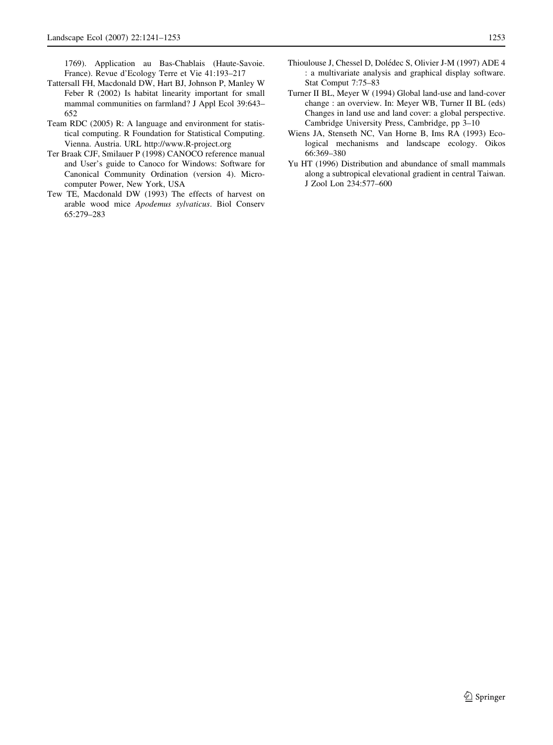1769). Application au Bas-Chablais (Haute-Savoie. France). Revue d'Ecology Terre et Vie 41:193–217

Tattersall FH, Macdonald DW, Hart BJ, Johnson P, Manley W Feber R (2002) Is habitat linearity important for small mammal communities on farmland? J Appl Ecol 39:643–652

Team RDC (2005) R: A language and environment for statistical computing. R Foundation for Statistical Computing. Vienna. Austria. URL http://www.R-project.org

Ter Braak CJF, Smilauer P (1998) CANOCO reference manual and User's guide to Canoco for Windows: Software for Canonical Community Ordination (version 4). Microcomputer Power, New York, USA

Tew TE, Macdonald DW (1993) The effects of harvest on arable wood mice *Apodemus sylvaticus*. Biol Conserv 65:279–283

Thioulouse J, Chessel D, Dolédec S, Olivier J-M (1997) ADE 4 : a multivariate analysis and graphical display software. Stat Comput 7:75–83

Turner II BL, Meyer W (1994) Global land-use and land-cover change : an overview. In: Meyer WB, Turner II BL (eds) Changes in land use and land cover: a global perspective. Cambridge University Press, Cambridge, pp 3–10

Wiens JA, Stenseth NC, Van Horne B, Ims RA (1993) Ecological mechanisms and landscape ecology. Oikos 66:369–380

Yu HT (1996) Distribution and abundance of small mammals along a subtropical elevational gradient in central Taiwan. J Zool Lon 234:577–600